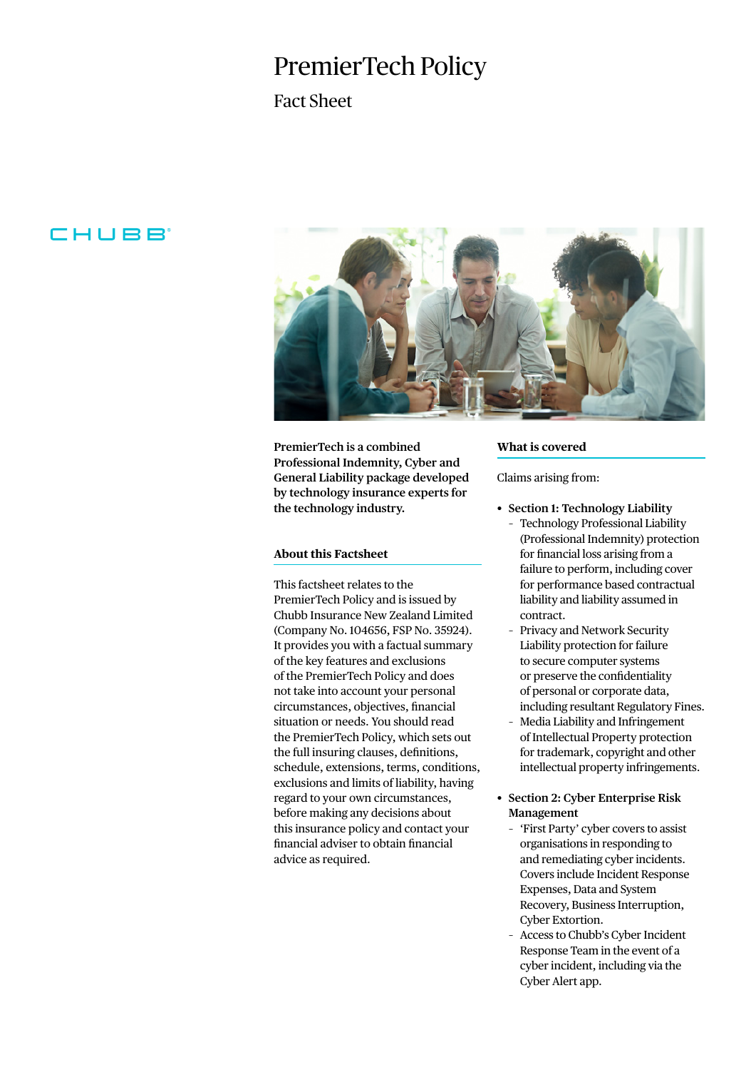# PremierTech Policy

## Fact Sheet

CHUBB

**PremierTech is a combined Professional Indemnity, Cyber and General Liability package developed by technology insurance experts for the technology industry.**

### About this Factsheet

This factsheet relates to the PremierTech Policy and is issued by Chubb Insurance New Zealand Limited (Company No. 104656, FSP No. 35924). It provides you with a factual summary of the key features and exclusions of the PremierTech Policy and does not take into account your personal circumstances, objectives, financial situation or needs. You should read the PremierTech Policy, which sets out the full insuring clauses, definitions, schedule, extensions, terms, conditions, exclusions and limits of liability, having regard to your own circumstances, before making any decisions about this insurance policy and contact your financial adviser to obtain financial advice as required.

### What is covered

Claims arising from:

- **Section 1: Technology Liability**
  - Technology Professional Liability (Professional Indemnity) protection for financial loss arising from a failure to perform, including cover for performance based contractual liability and liability assumed in contract.
  - Privacy and Network Security Liability protection for failure to secure computer systems or preserve the confidentiality of personal or corporate data, including resultant Regulatory Fines.
  - Media Liability and Infringement of Intellectual Property protection for trademark, copyright and other intellectual property infringements.

- **Section 2: Cyber Enterprise Risk Management**
  - 'First Party' cyber covers to assist organisations in responding to and remediating cyber incidents. Covers include Incident Response Expenses, Data and System Recovery, Business Interruption, Cyber Extortion.
  - Access to Chubb's Cyber Incident Response Team in the event of a cyber incident, including via the Cyber Alert app.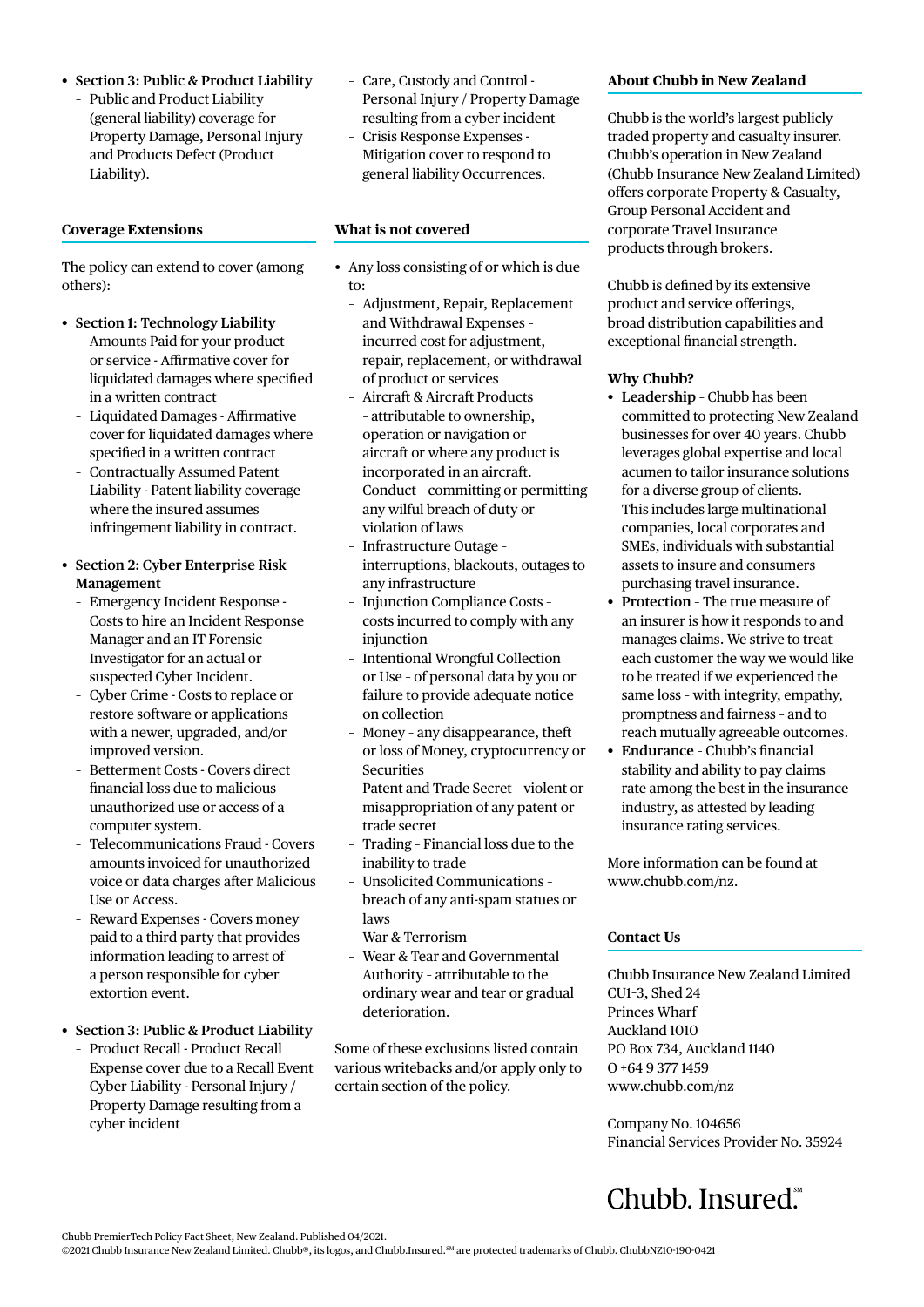- **Section 3: Public & Product Liability**
  - Public and Product Liability (general liability) coverage for Property Damage, Personal Injury and Products Defect (Product Liability).

### Coverage Extensions

The policy can extend to cover (among others):

- **Section 1: Technology Liability**
  - Amounts Paid for your product or service - Affirmative cover for liquidated damages where specified in a written contract
  - Liquidated Damages - Affirmative cover for liquidated damages where specified in a written contract
  - Contractually Assumed Patent Liability - Patent liability coverage where the insured assumes infringement liability in contract.
- **Section 2: Cyber Enterprise Risk Management**
  - Emergency Incident Response - Costs to hire an Incident Response Manager and an IT Forensic Investigator for an actual or suspected Cyber Incident.
  - Cyber Crime - Costs to replace or restore software or applications with a newer, upgraded, and/or improved version.
  - Betterment Costs - Covers direct financial loss due to malicious unauthorized use or access of a computer system.
  - Telecommunications Fraud - Covers amounts invoiced for unauthorized voice or data charges after Malicious Use or Access.
  - Reward Expenses - Covers money paid to a third party that provides information leading to arrest of a person responsible for cyber extortion event.
- **Section 3: Public & Product Liability**
  - Product Recall - Product Recall Expense cover due to a Recall Event
  - Cyber Liability - Personal Injury / Property Damage resulting from a cyber incident
  - Care, Custody and Control - Personal Injury / Property Damage resulting from a cyber incident
  - Crisis Response Expenses - Mitigation cover to respond to general liability Occurrences.

### What is not covered

- Any loss consisting of or which is due to:
  - Adjustment, Repair, Replacement and Withdrawal Expenses - incurred cost for adjustment, repair, replacement, or withdrawal of product or services
  - Aircraft & Aircraft Products - attributable to ownership, operation or navigation or aircraft or where any product is incorporated in an aircraft.
  - Conduct - committing or permitting any wilful breach of duty or violation of laws
  - Infrastructure Outage - interruptions, blackouts, outages to any infrastructure
  - Injunction Compliance Costs - costs incurred to comply with any injunction
  - Intentional Wrongful Collection or Use - of personal data by you or failure to provide adequate notice on collection
  - Money - any disappearance, theft or loss of Money, cryptocurrency or Securities
  - Patent and Trade Secret - violent or misappropriation of any patent or trade secret
  - Trading - Financial loss due to the inability to trade
  - Unsolicited Communications - breach of any anti-spam statues or laws
  - War & Terrorism
  - Wear & Tear and Governmental Authority - attributable to the ordinary wear and tear or gradual deterioration.

Some of these exclusions listed contain various writebacks and/or apply only to certain section of the policy.

### About Chubb in New Zealand

Chubb is the world's largest publicly traded property and casualty insurer. Chubb's operation in New Zealand (Chubb Insurance New Zealand Limited) offers corporate Property & Casualty, Group Personal Accident and corporate Travel Insurance products through brokers.

Chubb is defined by its extensive product and service offerings, broad distribution capabilities and exceptional financial strength.

**Why Chubb?**

- **Leadership** - Chubb has been committed to protecting New Zealand businesses for over 40 years. Chubb leverages global expertise and local acumen to tailor insurance solutions for a diverse group of clients. This includes large multinational companies, local corporates and SMEs, individuals with substantial assets to insure and consumers purchasing travel insurance.
- **Protection** - The true measure of an insurer is how it responds to and manages claims. We strive to treat each customer the way we would like to be treated if we experienced the same loss - with integrity, empathy, promptness and fairness - and to reach mutually agreeable outcomes.
- **Endurance** - Chubb's financial stability and ability to pay claims rate among the best in the insurance industry, as attested by leading insurance rating services.

More information can be found at www.chubb.com/nz.

### Contact Us

Chubb Insurance New Zealand Limited
CU1-3, Shed 24
Princes Wharf
Auckland 1010
PO Box 734, Auckland 1140
O +64 9 377 1459
www.chubb.com/nz

Company No. 104656
Financial Services Provider No. 35924

Chubb. Insured.℠

Chubb PremierTech Policy Fact Sheet, New Zealand. Published 04/2021.
©2021 Chubb Insurance New Zealand Limited. Chubb®, its logos, and Chubb.Insured.℠ are protected trademarks of Chubb. ChubbNZ10-190-0421